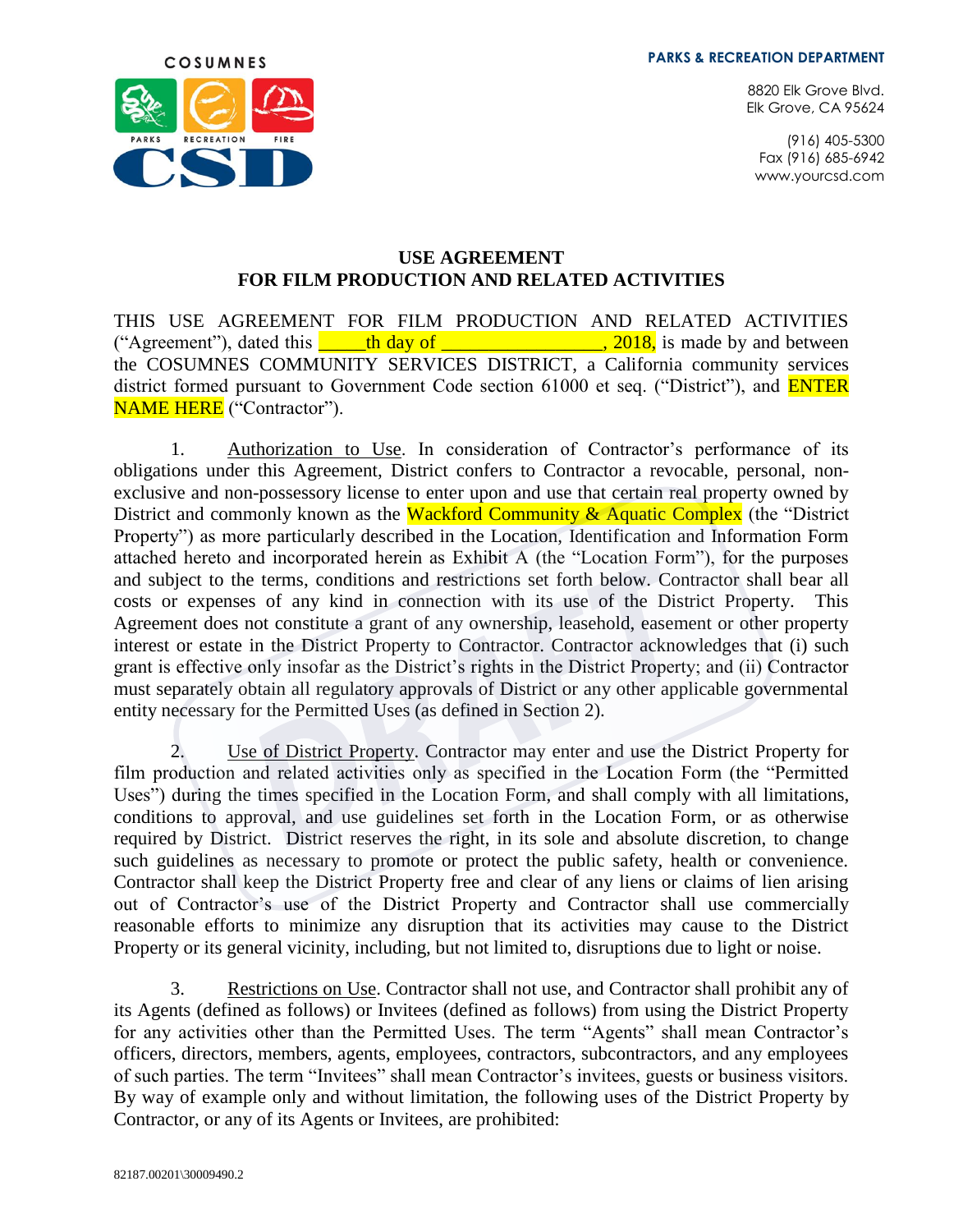**PARKS & RECREATION DEPARTMENT**

8820 Elk Grove Blvd.
Elk Grove, CA 95624

(916) 405-5300
Fax (916) 685-6942
www.yourcsd.com

# USE AGREEMENT
# FOR FILM PRODUCTION AND RELATED ACTIVITIES

THIS USE AGREEMENT FOR FILM PRODUCTION AND RELATED ACTIVITIES ("Agreement"), dated this _____th day of ________________, 2018, is made by and between the COSUMNES COMMUNITY SERVICES DISTRICT, a California community services district formed pursuant to Government Code section 61000 et seq. ("District"), and ENTER NAME HERE ("Contractor").

1. Authorization to Use. In consideration of Contractor's performance of its obligations under this Agreement, District confers to Contractor a revocable, personal, non-exclusive and non-possessory license to enter upon and use that certain real property owned by District and commonly known as the Wackford Community & Aquatic Complex (the "District Property") as more particularly described in the Location, Identification and Information Form attached hereto and incorporated herein as Exhibit A (the "Location Form"), for the purposes and subject to the terms, conditions and restrictions set forth below. Contractor shall bear all costs or expenses of any kind in connection with its use of the District Property. This Agreement does not constitute a grant of any ownership, leasehold, easement or other property interest or estate in the District Property to Contractor. Contractor acknowledges that (i) such grant is effective only insofar as the District's rights in the District Property; and (ii) Contractor must separately obtain all regulatory approvals of District or any other applicable governmental entity necessary for the Permitted Uses (as defined in Section 2).

2. Use of District Property. Contractor may enter and use the District Property for film production and related activities only as specified in the Location Form (the "Permitted Uses") during the times specified in the Location Form, and shall comply with all limitations, conditions to approval, and use guidelines set forth in the Location Form, or as otherwise required by District. District reserves the right, in its sole and absolute discretion, to change such guidelines as necessary to promote or protect the public safety, health or convenience. Contractor shall keep the District Property free and clear of any liens or claims of lien arising out of Contractor's use of the District Property and Contractor shall use commercially reasonable efforts to minimize any disruption that its activities may cause to the District Property or its general vicinity, including, but not limited to, disruptions due to light or noise.

3. Restrictions on Use. Contractor shall not use, and Contractor shall prohibit any of its Agents (defined as follows) or Invitees (defined as follows) from using the District Property for any activities other than the Permitted Uses. The term "Agents" shall mean Contractor's officers, directors, members, agents, employees, contractors, subcontractors, and any employees of such parties. The term "Invitees" shall mean Contractor's invitees, guests or business visitors. By way of example only and without limitation, the following uses of the District Property by Contractor, or any of its Agents or Invitees, are prohibited:

82187.00201\30009490.2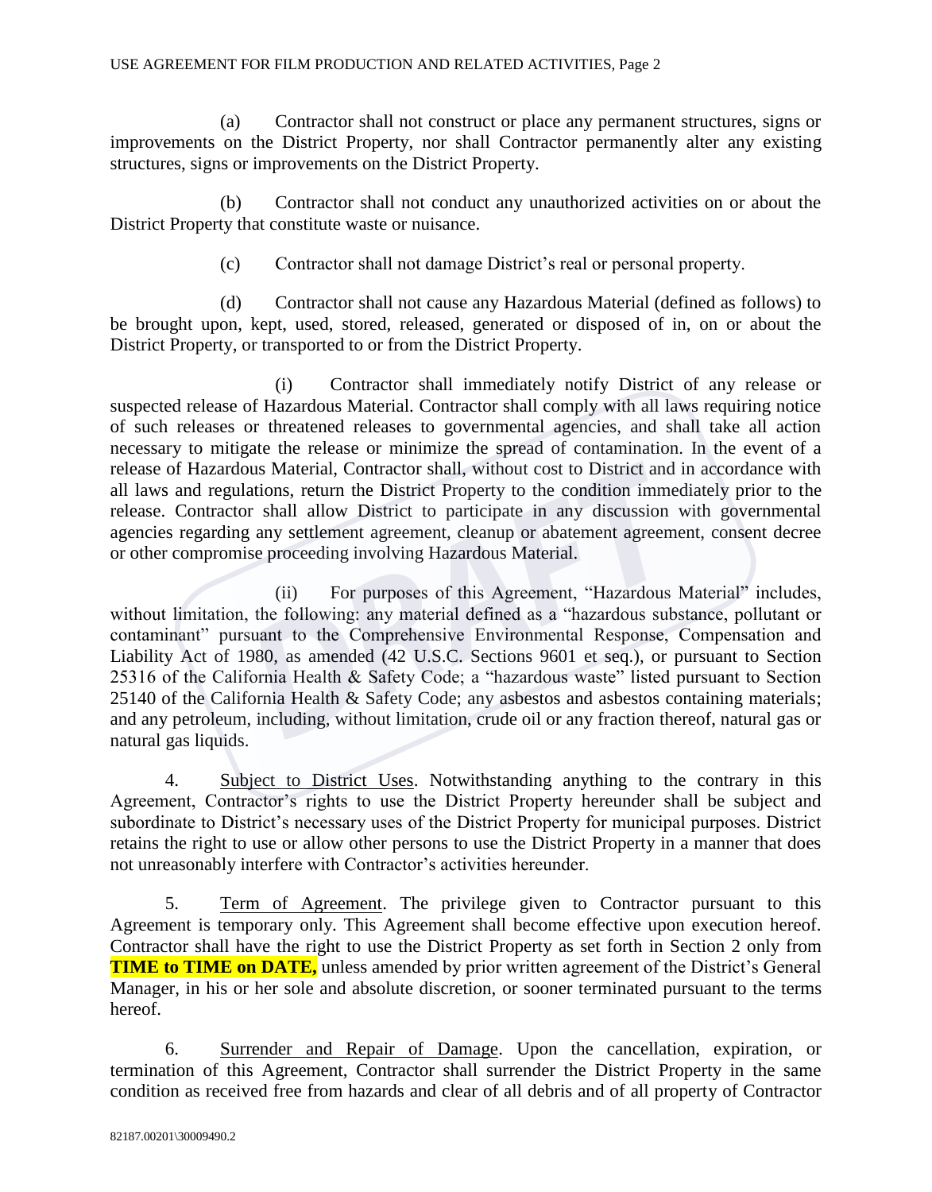(a) Contractor shall not construct or place any permanent structures, signs or improvements on the District Property, nor shall Contractor permanently alter any existing structures, signs or improvements on the District Property.

(b) Contractor shall not conduct any unauthorized activities on or about the District Property that constitute waste or nuisance.

(c) Contractor shall not damage District's real or personal property.

(d) Contractor shall not cause any Hazardous Material (defined as follows) to be brought upon, kept, used, stored, released, generated or disposed of in, on or about the District Property, or transported to or from the District Property.

(i) Contractor shall immediately notify District of any release or suspected release of Hazardous Material. Contractor shall comply with all laws requiring notice of such releases or threatened releases to governmental agencies, and shall take all action necessary to mitigate the release or minimize the spread of contamination. In the event of a release of Hazardous Material, Contractor shall, without cost to District and in accordance with all laws and regulations, return the District Property to the condition immediately prior to the release. Contractor shall allow District to participate in any discussion with governmental agencies regarding any settlement agreement, cleanup or abatement agreement, consent decree or other compromise proceeding involving Hazardous Material.

(ii) For purposes of this Agreement, "Hazardous Material" includes, without limitation, the following: any material defined as a "hazardous substance, pollutant or contaminant" pursuant to the Comprehensive Environmental Response, Compensation and Liability Act of 1980, as amended (42 U.S.C. Sections 9601 et seq.), or pursuant to Section 25316 of the California Health & Safety Code; a "hazardous waste" listed pursuant to Section 25140 of the California Health & Safety Code; any asbestos and asbestos containing materials; and any petroleum, including, without limitation, crude oil or any fraction thereof, natural gas or natural gas liquids.

4. Subject to District Uses. Notwithstanding anything to the contrary in this Agreement, Contractor's rights to use the District Property hereunder shall be subject and subordinate to District's necessary uses of the District Property for municipal purposes. District retains the right to use or allow other persons to use the District Property in a manner that does not unreasonably interfere with Contractor's activities hereunder.

5. Term of Agreement. The privilege given to Contractor pursuant to this Agreement is temporary only. This Agreement shall become effective upon execution hereof. Contractor shall have the right to use the District Property as set forth in Section 2 only from **TIME to TIME on DATE,** unless amended by prior written agreement of the District's General Manager, in his or her sole and absolute discretion, or sooner terminated pursuant to the terms hereof.

6. Surrender and Repair of Damage. Upon the cancellation, expiration, or termination of this Agreement, Contractor shall surrender the District Property in the same condition as received free from hazards and clear of all debris and of all property of Contractor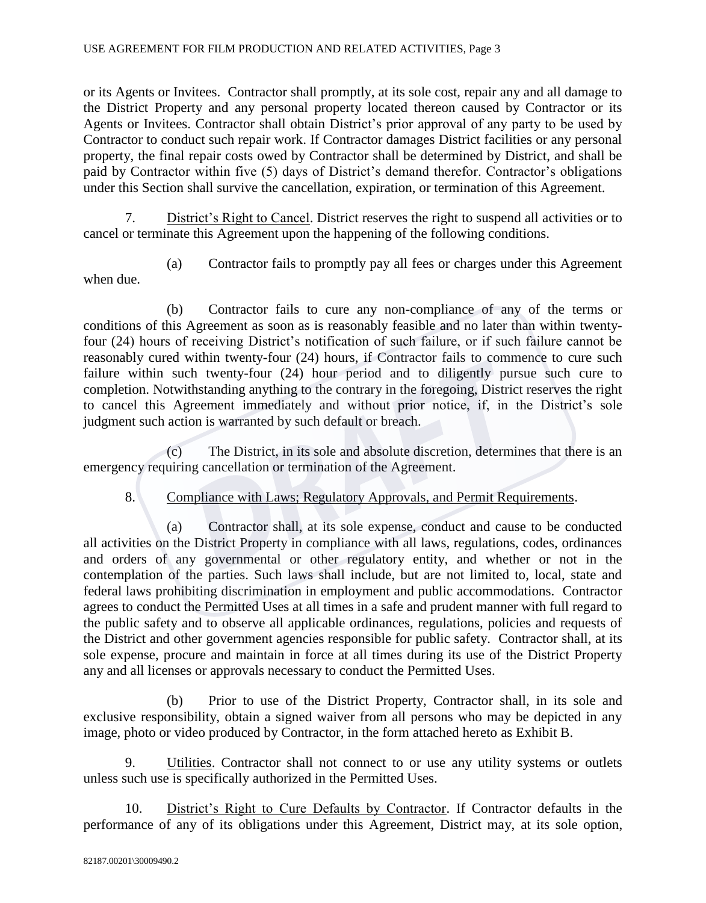or its Agents or Invitees. Contractor shall promptly, at its sole cost, repair any and all damage to the District Property and any personal property located thereon caused by Contractor or its Agents or Invitees. Contractor shall obtain District's prior approval of any party to be used by Contractor to conduct such repair work. If Contractor damages District facilities or any personal property, the final repair costs owed by Contractor shall be determined by District, and shall be paid by Contractor within five (5) days of District's demand therefor. Contractor's obligations under this Section shall survive the cancellation, expiration, or termination of this Agreement.

7. District's Right to Cancel. District reserves the right to suspend all activities or to cancel or terminate this Agreement upon the happening of the following conditions.

(a) Contractor fails to promptly pay all fees or charges under this Agreement when due.

(b) Contractor fails to cure any non-compliance of any of the terms or conditions of this Agreement as soon as is reasonably feasible and no later than within twenty-four (24) hours of receiving District's notification of such failure, or if such failure cannot be reasonably cured within twenty-four (24) hours, if Contractor fails to commence to cure such failure within such twenty-four (24) hour period and to diligently pursue such cure to completion. Notwithstanding anything to the contrary in the foregoing, District reserves the right to cancel this Agreement immediately and without prior notice, if, in the District's sole judgment such action is warranted by such default or breach.

(c) The District, in its sole and absolute discretion, determines that there is an emergency requiring cancellation or termination of the Agreement.

8. Compliance with Laws; Regulatory Approvals, and Permit Requirements.

(a) Contractor shall, at its sole expense, conduct and cause to be conducted all activities on the District Property in compliance with all laws, regulations, codes, ordinances and orders of any governmental or other regulatory entity, and whether or not in the contemplation of the parties. Such laws shall include, but are not limited to, local, state and federal laws prohibiting discrimination in employment and public accommodations. Contractor agrees to conduct the Permitted Uses at all times in a safe and prudent manner with full regard to the public safety and to observe all applicable ordinances, regulations, policies and requests of the District and other government agencies responsible for public safety. Contractor shall, at its sole expense, procure and maintain in force at all times during its use of the District Property any and all licenses or approvals necessary to conduct the Permitted Uses.

(b) Prior to use of the District Property, Contractor shall, in its sole and exclusive responsibility, obtain a signed waiver from all persons who may be depicted in any image, photo or video produced by Contractor, in the form attached hereto as Exhibit B.

9. Utilities. Contractor shall not connect to or use any utility systems or outlets unless such use is specifically authorized in the Permitted Uses.

10. District's Right to Cure Defaults by Contractor. If Contractor defaults in the performance of any of its obligations under this Agreement, District may, at its sole option,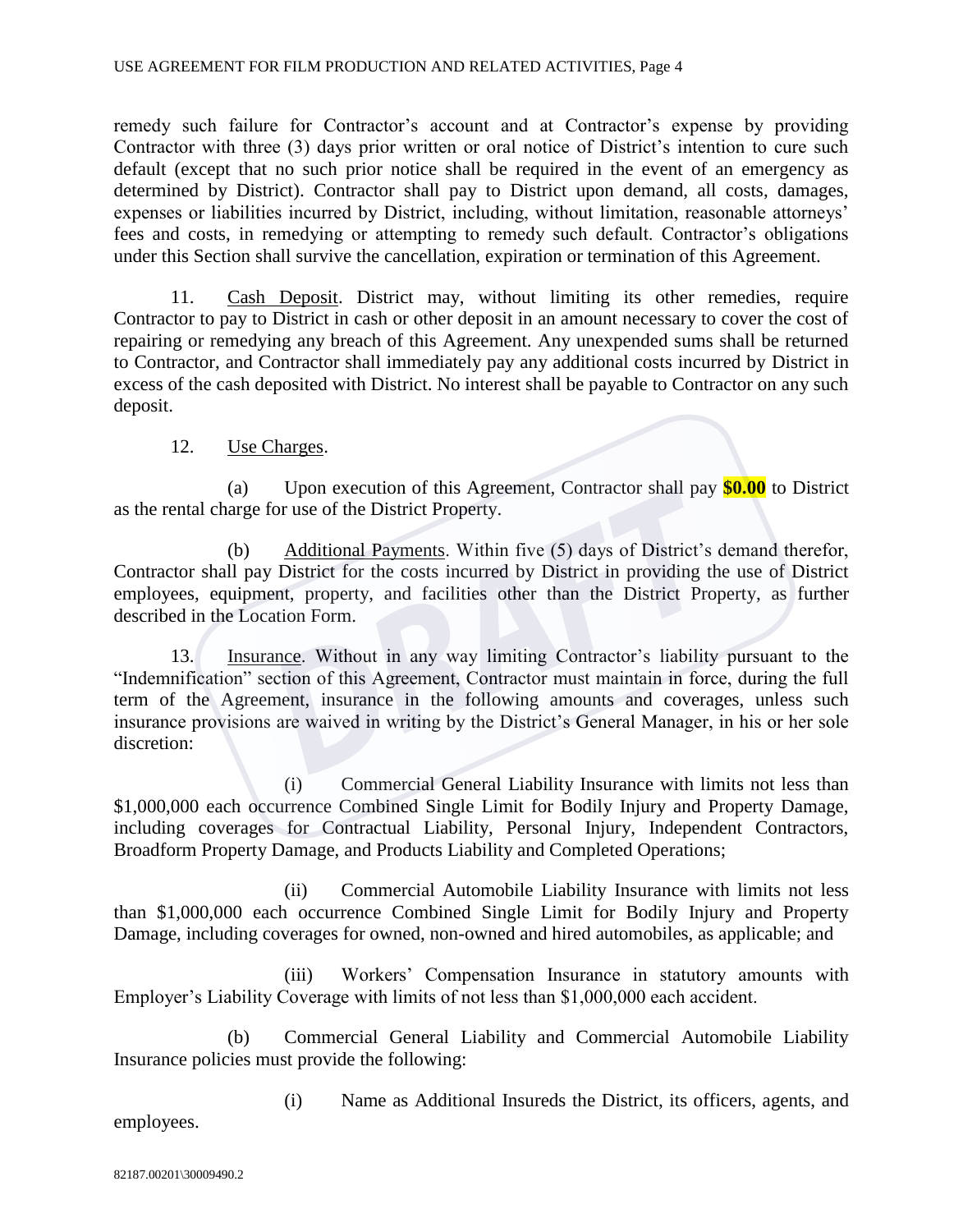remedy such failure for Contractor's account and at Contractor's expense by providing Contractor with three (3) days prior written or oral notice of District's intention to cure such default (except that no such prior notice shall be required in the event of an emergency as determined by District). Contractor shall pay to District upon demand, all costs, damages, expenses or liabilities incurred by District, including, without limitation, reasonable attorneys' fees and costs, in remedying or attempting to remedy such default. Contractor's obligations under this Section shall survive the cancellation, expiration or termination of this Agreement.

11. Cash Deposit. District may, without limiting its other remedies, require Contractor to pay to District in cash or other deposit in an amount necessary to cover the cost of repairing or remedying any breach of this Agreement. Any unexpended sums shall be returned to Contractor, and Contractor shall immediately pay any additional costs incurred by District in excess of the cash deposited with District. No interest shall be payable to Contractor on any such deposit.

12. Use Charges.

(a) Upon execution of this Agreement, Contractor shall pay **$0.00** to District as the rental charge for use of the District Property.

(b) Additional Payments. Within five (5) days of District's demand therefor, Contractor shall pay District for the costs incurred by District in providing the use of District employees, equipment, property, and facilities other than the District Property, as further described in the Location Form.

13. Insurance. Without in any way limiting Contractor's liability pursuant to the "Indemnification" section of this Agreement, Contractor must maintain in force, during the full term of the Agreement, insurance in the following amounts and coverages, unless such insurance provisions are waived in writing by the District's General Manager, in his or her sole discretion:

(i) Commercial General Liability Insurance with limits not less than $1,000,000 each occurrence Combined Single Limit for Bodily Injury and Property Damage, including coverages for Contractual Liability, Personal Injury, Independent Contractors, Broadform Property Damage, and Products Liability and Completed Operations;

(ii) Commercial Automobile Liability Insurance with limits not less than $1,000,000 each occurrence Combined Single Limit for Bodily Injury and Property Damage, including coverages for owned, non-owned and hired automobiles, as applicable; and

(iii) Workers' Compensation Insurance in statutory amounts with Employer's Liability Coverage with limits of not less than $1,000,000 each accident.

(b) Commercial General Liability and Commercial Automobile Liability Insurance policies must provide the following:

(i) Name as Additional Insureds the District, its officers, agents, and employees.

82187.00201\30009490.2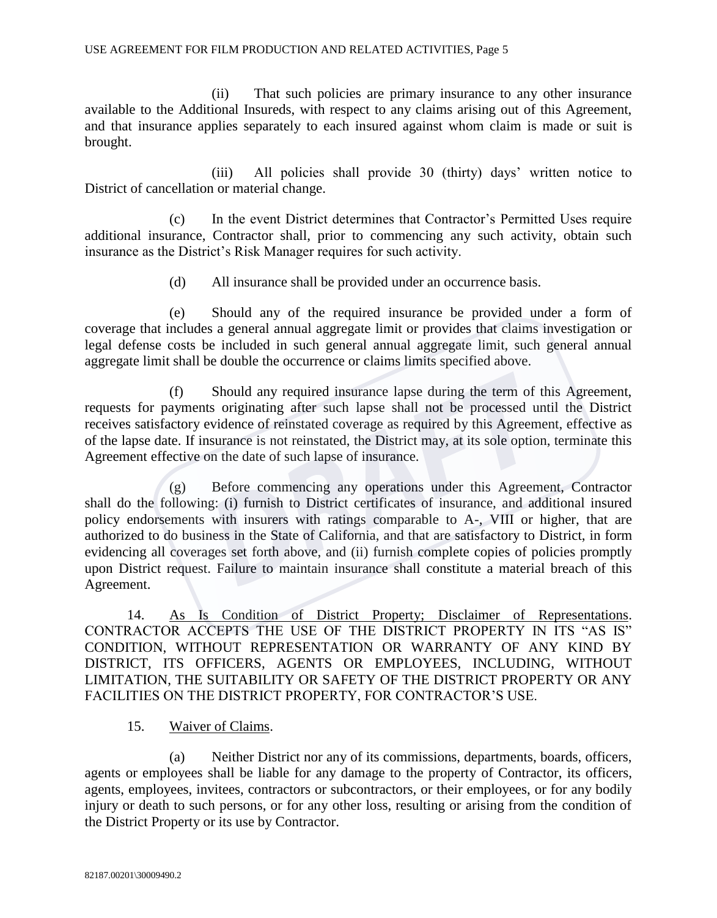(ii) That such policies are primary insurance to any other insurance available to the Additional Insureds, with respect to any claims arising out of this Agreement, and that insurance applies separately to each insured against whom claim is made or suit is brought.

(iii) All policies shall provide 30 (thirty) days' written notice to District of cancellation or material change.

(c) In the event District determines that Contractor's Permitted Uses require additional insurance, Contractor shall, prior to commencing any such activity, obtain such insurance as the District's Risk Manager requires for such activity.

(d) All insurance shall be provided under an occurrence basis.

(e) Should any of the required insurance be provided under a form of coverage that includes a general annual aggregate limit or provides that claims investigation or legal defense costs be included in such general annual aggregate limit, such general annual aggregate limit shall be double the occurrence or claims limits specified above.

(f) Should any required insurance lapse during the term of this Agreement, requests for payments originating after such lapse shall not be processed until the District receives satisfactory evidence of reinstated coverage as required by this Agreement, effective as of the lapse date. If insurance is not reinstated, the District may, at its sole option, terminate this Agreement effective on the date of such lapse of insurance.

(g) Before commencing any operations under this Agreement, Contractor shall do the following: (i) furnish to District certificates of insurance, and additional insured policy endorsements with insurers with ratings comparable to A-, VIII or higher, that are authorized to do business in the State of California, and that are satisfactory to District, in form evidencing all coverages set forth above, and (ii) furnish complete copies of policies promptly upon District request. Failure to maintain insurance shall constitute a material breach of this Agreement.

14. As Is Condition of District Property; Disclaimer of Representations. CONTRACTOR ACCEPTS THE USE OF THE DISTRICT PROPERTY IN ITS "AS IS" CONDITION, WITHOUT REPRESENTATION OR WARRANTY OF ANY KIND BY DISTRICT, ITS OFFICERS, AGENTS OR EMPLOYEES, INCLUDING, WITHOUT LIMITATION, THE SUITABILITY OR SAFETY OF THE DISTRICT PROPERTY OR ANY FACILITIES ON THE DISTRICT PROPERTY, FOR CONTRACTOR'S USE.

15. Waiver of Claims.

(a) Neither District nor any of its commissions, departments, boards, officers, agents or employees shall be liable for any damage to the property of Contractor, its officers, agents, employees, invitees, contractors or subcontractors, or their employees, or for any bodily injury or death to such persons, or for any other loss, resulting or arising from the condition of the District Property or its use by Contractor.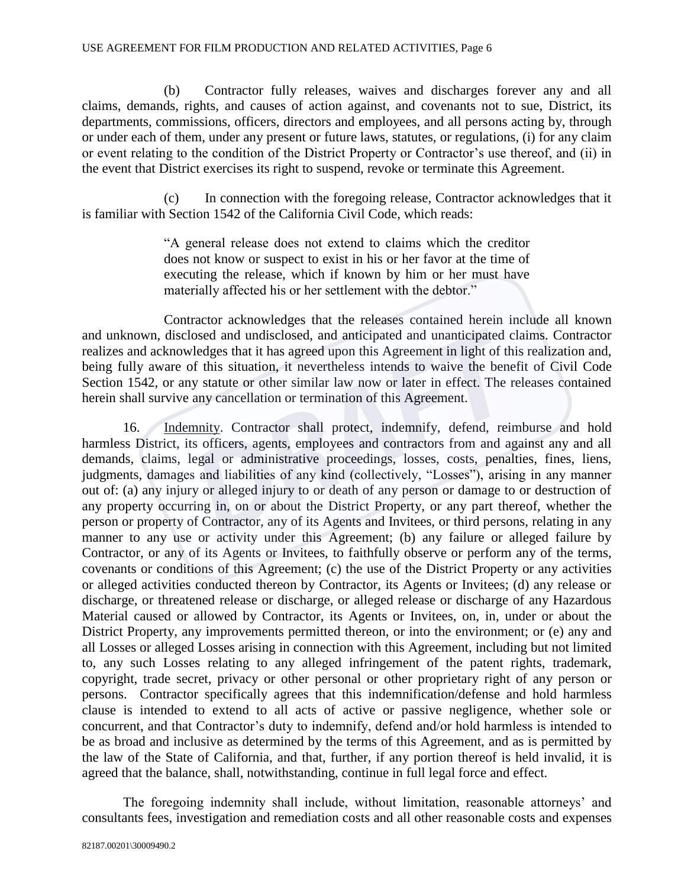(b) Contractor fully releases, waives and discharges forever any and all claims, demands, rights, and causes of action against, and covenants not to sue, District, its departments, commissions, officers, directors and employees, and all persons acting by, through or under each of them, under any present or future laws, statutes, or regulations, (i) for any claim or event relating to the condition of the District Property or Contractor's use thereof, and (ii) in the event that District exercises its right to suspend, revoke or terminate this Agreement.

(c) In connection with the foregoing release, Contractor acknowledges that it is familiar with Section 1542 of the California Civil Code, which reads:

> "A general release does not extend to claims which the creditor does not know or suspect to exist in his or her favor at the time of executing the release, which if known by him or her must have materially affected his or her settlement with the debtor."

Contractor acknowledges that the releases contained herein include all known and unknown, disclosed and undisclosed, and anticipated and unanticipated claims. Contractor realizes and acknowledges that it has agreed upon this Agreement in light of this realization and, being fully aware of this situation, it nevertheless intends to waive the benefit of Civil Code Section 1542, or any statute or other similar law now or later in effect. The releases contained herein shall survive any cancellation or termination of this Agreement.

16. Indemnity. Contractor shall protect, indemnify, defend, reimburse and hold harmless District, its officers, agents, employees and contractors from and against any and all demands, claims, legal or administrative proceedings, losses, costs, penalties, fines, liens, judgments, damages and liabilities of any kind (collectively, "Losses"), arising in any manner out of: (a) any injury or alleged injury to or death of any person or damage to or destruction of any property occurring in, on or about the District Property, or any part thereof, whether the person or property of Contractor, any of its Agents and Invitees, or third persons, relating in any manner to any use or activity under this Agreement; (b) any failure or alleged failure by Contractor, or any of its Agents or Invitees, to faithfully observe or perform any of the terms, covenants or conditions of this Agreement; (c) the use of the District Property or any activities or alleged activities conducted thereon by Contractor, its Agents or Invitees; (d) any release or discharge, or threatened release or discharge, or alleged release or discharge of any Hazardous Material caused or allowed by Contractor, its Agents or Invitees, on, in, under or about the District Property, any improvements permitted thereon, or into the environment; or (e) any and all Losses or alleged Losses arising in connection with this Agreement, including but not limited to, any such Losses relating to any alleged infringement of the patent rights, trademark, copyright, trade secret, privacy or other personal or other proprietary right of any person or persons. Contractor specifically agrees that this indemnification/defense and hold harmless clause is intended to extend to all acts of active or passive negligence, whether sole or concurrent, and that Contractor's duty to indemnify, defend and/or hold harmless is intended to be as broad and inclusive as determined by the terms of this Agreement, and as is permitted by the law of the State of California, and that, further, if any portion thereof is held invalid, it is agreed that the balance, shall, notwithstanding, continue in full legal force and effect.

The foregoing indemnity shall include, without limitation, reasonable attorneys' and consultants fees, investigation and remediation costs and all other reasonable costs and expenses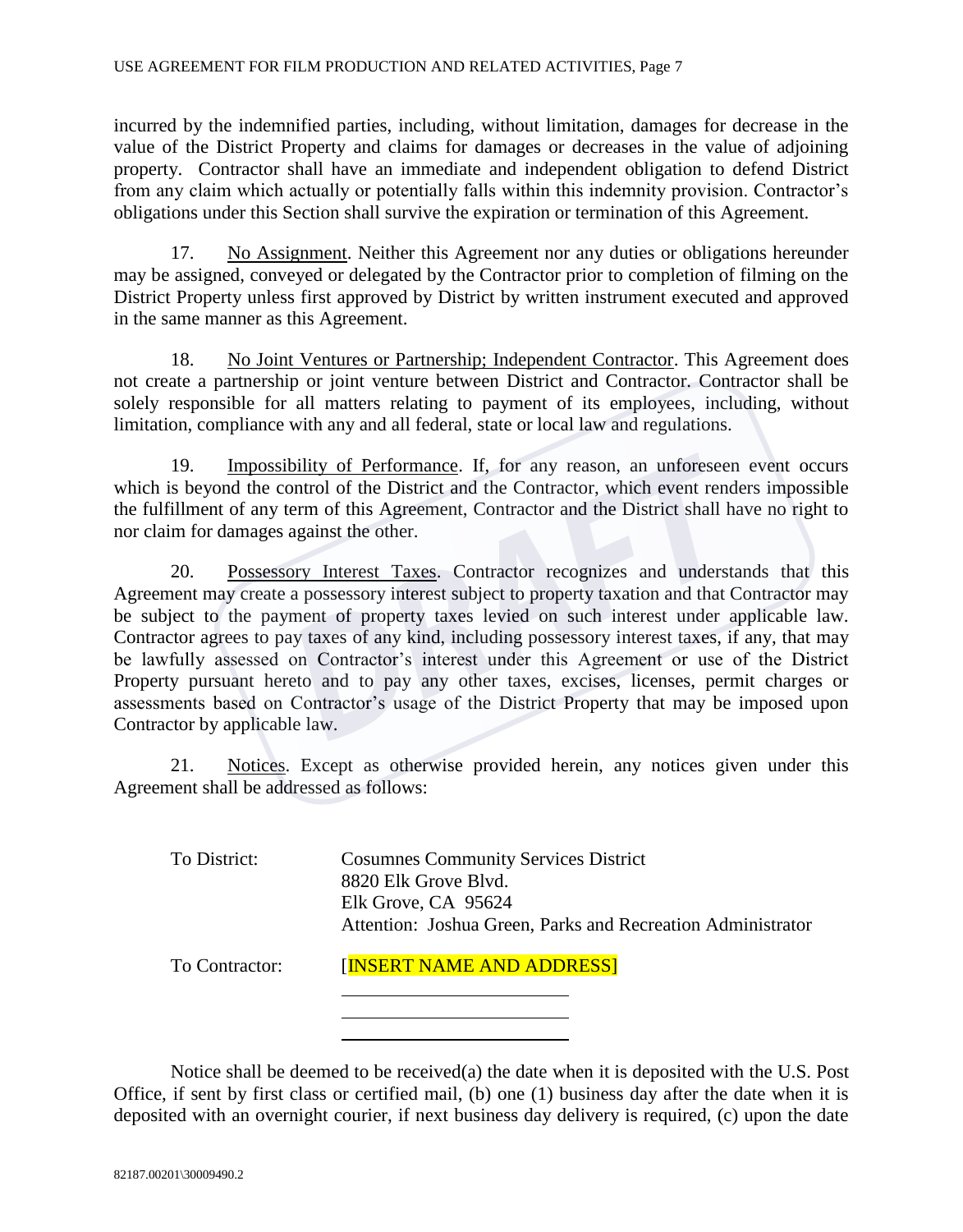incurred by the indemnified parties, including, without limitation, damages for decrease in the value of the District Property and claims for damages or decreases in the value of adjoining property. Contractor shall have an immediate and independent obligation to defend District from any claim which actually or potentially falls within this indemnity provision. Contractor's obligations under this Section shall survive the expiration or termination of this Agreement.

17. No Assignment. Neither this Agreement nor any duties or obligations hereunder may be assigned, conveyed or delegated by the Contractor prior to completion of filming on the District Property unless first approved by District by written instrument executed and approved in the same manner as this Agreement.

18. No Joint Ventures or Partnership; Independent Contractor. This Agreement does not create a partnership or joint venture between District and Contractor. Contractor shall be solely responsible for all matters relating to payment of its employees, including, without limitation, compliance with any and all federal, state or local law and regulations.

19. Impossibility of Performance. If, for any reason, an unforeseen event occurs which is beyond the control of the District and the Contractor, which event renders impossible the fulfillment of any term of this Agreement, Contractor and the District shall have no right to nor claim for damages against the other.

20. Possessory Interest Taxes. Contractor recognizes and understands that this Agreement may create a possessory interest subject to property taxation and that Contractor may be subject to the payment of property taxes levied on such interest under applicable law. Contractor agrees to pay taxes of any kind, including possessory interest taxes, if any, that may be lawfully assessed on Contractor's interest under this Agreement or use of the District Property pursuant hereto and to pay any other taxes, excises, licenses, permit charges or assessments based on Contractor's usage of the District Property that may be imposed upon Contractor by applicable law.

21. Notices. Except as otherwise provided herein, any notices given under this Agreement shall be addressed as follows:

To District: Cosumnes Community Services District
8820 Elk Grove Blvd.
Elk Grove, CA 95624
Attention: Joshua Green, Parks and Recreation Administrator

To Contractor: [INSERT NAME AND ADDRESS]
\_\_\_\_\_\_\_\_\_\_\_\_\_\_\_\_\_\_\_\_\_\_\_\_
\_\_\_\_\_\_\_\_\_\_\_\_\_\_\_\_\_\_\_\_\_\_\_\_
\_\_\_\_\_\_\_\_\_\_\_\_\_\_\_\_\_\_\_\_\_\_\_\_

Notice shall be deemed to be received(a) the date when it is deposited with the U.S. Post Office, if sent by first class or certified mail, (b) one (1) business day after the date when it is deposited with an overnight courier, if next business day delivery is required, (c) upon the date

82187.00201\30009490.2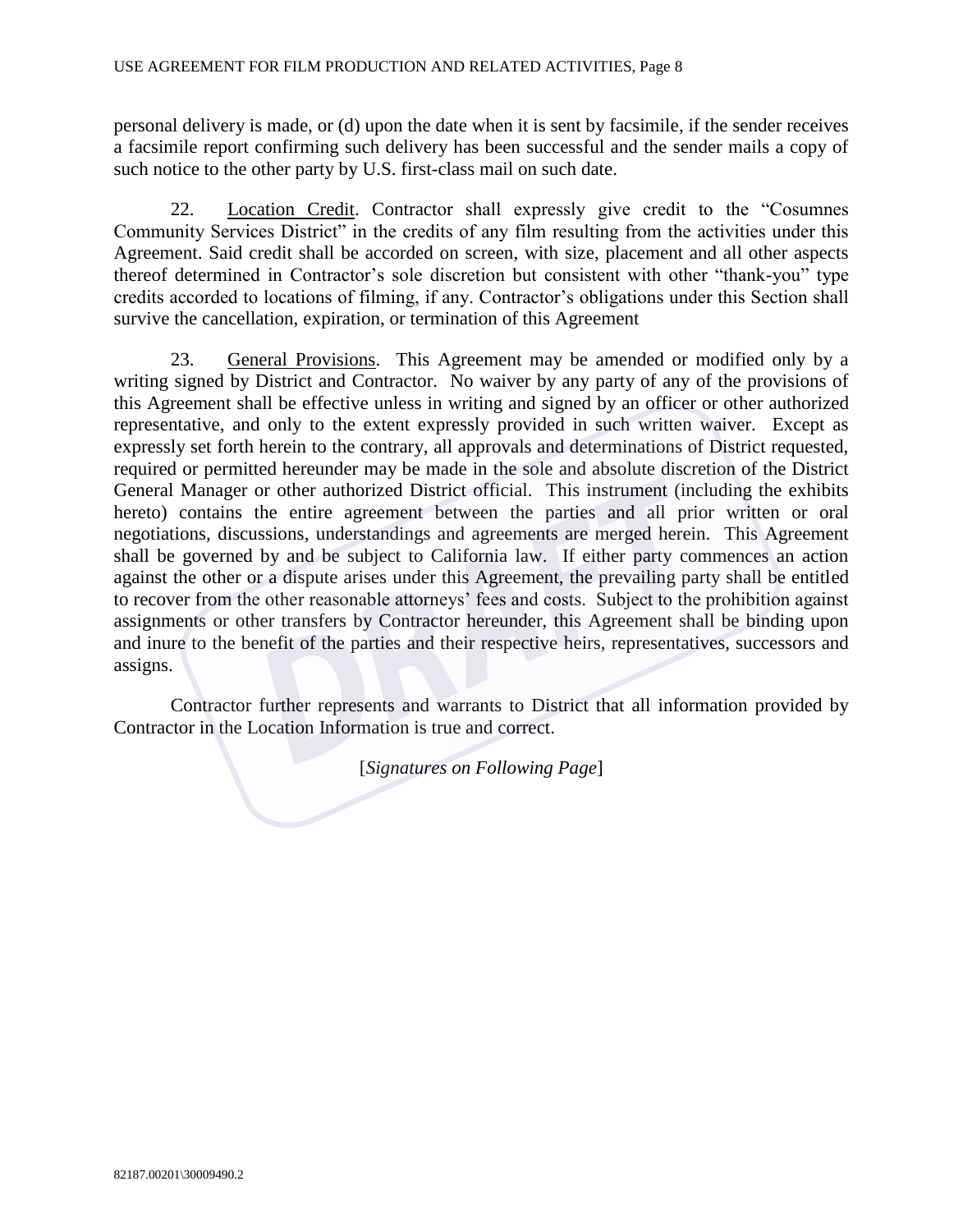personal delivery is made, or (d) upon the date when it is sent by facsimile, if the sender receives a facsimile report confirming such delivery has been successful and the sender mails a copy of such notice to the other party by U.S. first-class mail on such date.

22. Location Credit. Contractor shall expressly give credit to the "Cosumnes Community Services District" in the credits of any film resulting from the activities under this Agreement. Said credit shall be accorded on screen, with size, placement and all other aspects thereof determined in Contractor's sole discretion but consistent with other "thank-you" type credits accorded to locations of filming, if any. Contractor's obligations under this Section shall survive the cancellation, expiration, or termination of this Agreement

23. General Provisions. This Agreement may be amended or modified only by a writing signed by District and Contractor. No waiver by any party of any of the provisions of this Agreement shall be effective unless in writing and signed by an officer or other authorized representative, and only to the extent expressly provided in such written waiver. Except as expressly set forth herein to the contrary, all approvals and determinations of District requested, required or permitted hereunder may be made in the sole and absolute discretion of the District General Manager or other authorized District official. This instrument (including the exhibits hereto) contains the entire agreement between the parties and all prior written or oral negotiations, discussions, understandings and agreements are merged herein. This Agreement shall be governed by and be subject to California law. If either party commences an action against the other or a dispute arises under this Agreement, the prevailing party shall be entitled to recover from the other reasonable attorneys' fees and costs. Subject to the prohibition against assignments or other transfers by Contractor hereunder, this Agreement shall be binding upon and inure to the benefit of the parties and their respective heirs, representatives, successors and assigns.

Contractor further represents and warrants to District that all information provided by Contractor in the Location Information is true and correct.

[*Signatures on Following Page*]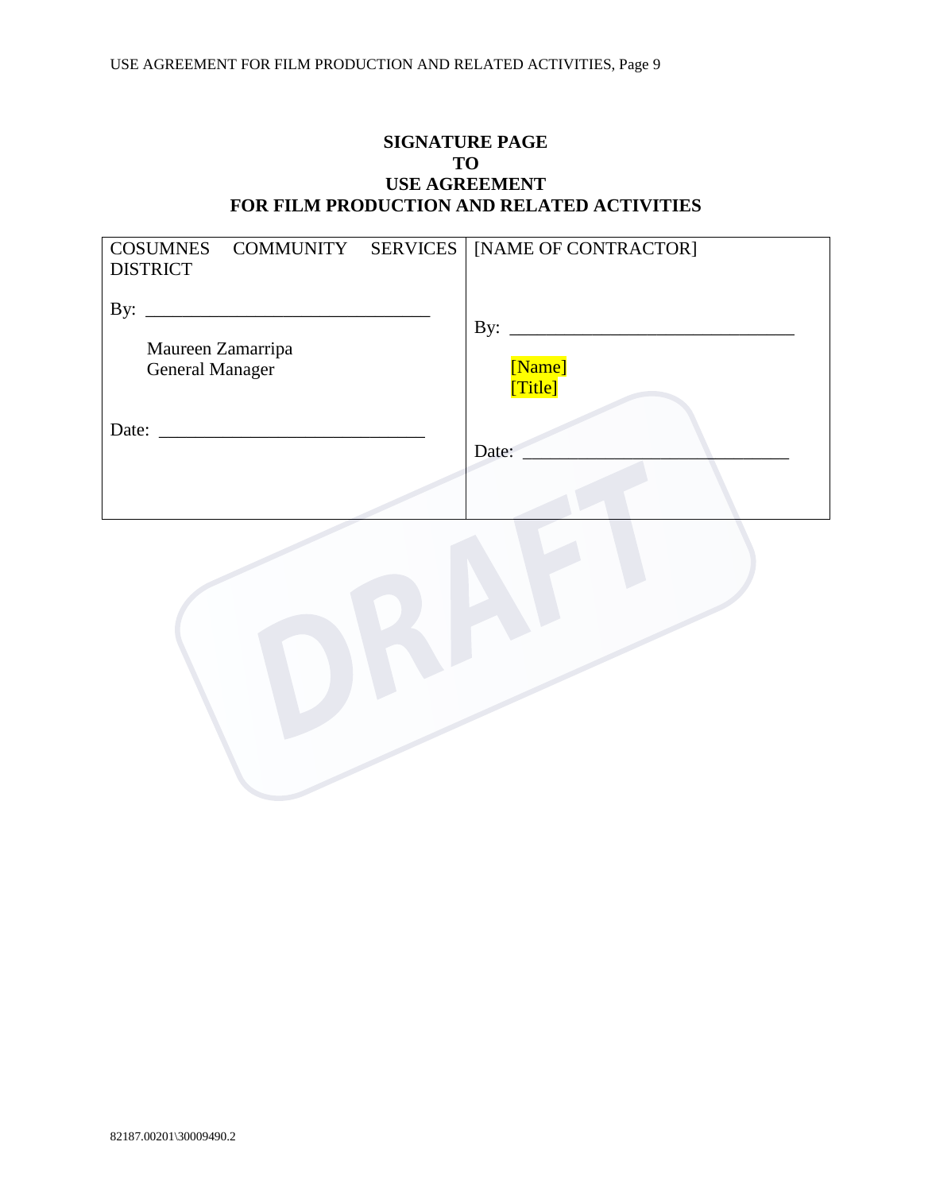**SIGNATURE PAGE**
**TO**
**USE AGREEMENT**
**FOR FILM PRODUCTION AND RELATED ACTIVITIES**

| COSUMNES COMMUNITY SERVICES DISTRICT | [NAME OF CONTRACTOR] |
|---|---|
| By: ______________________________ | By: ______________________________ |
| Maureen Zamarripa<br>General Manager | [Name]<br>[Title] |
| Date: ____________________________ | Date: ____________________________ |

82187.00201\30009490.2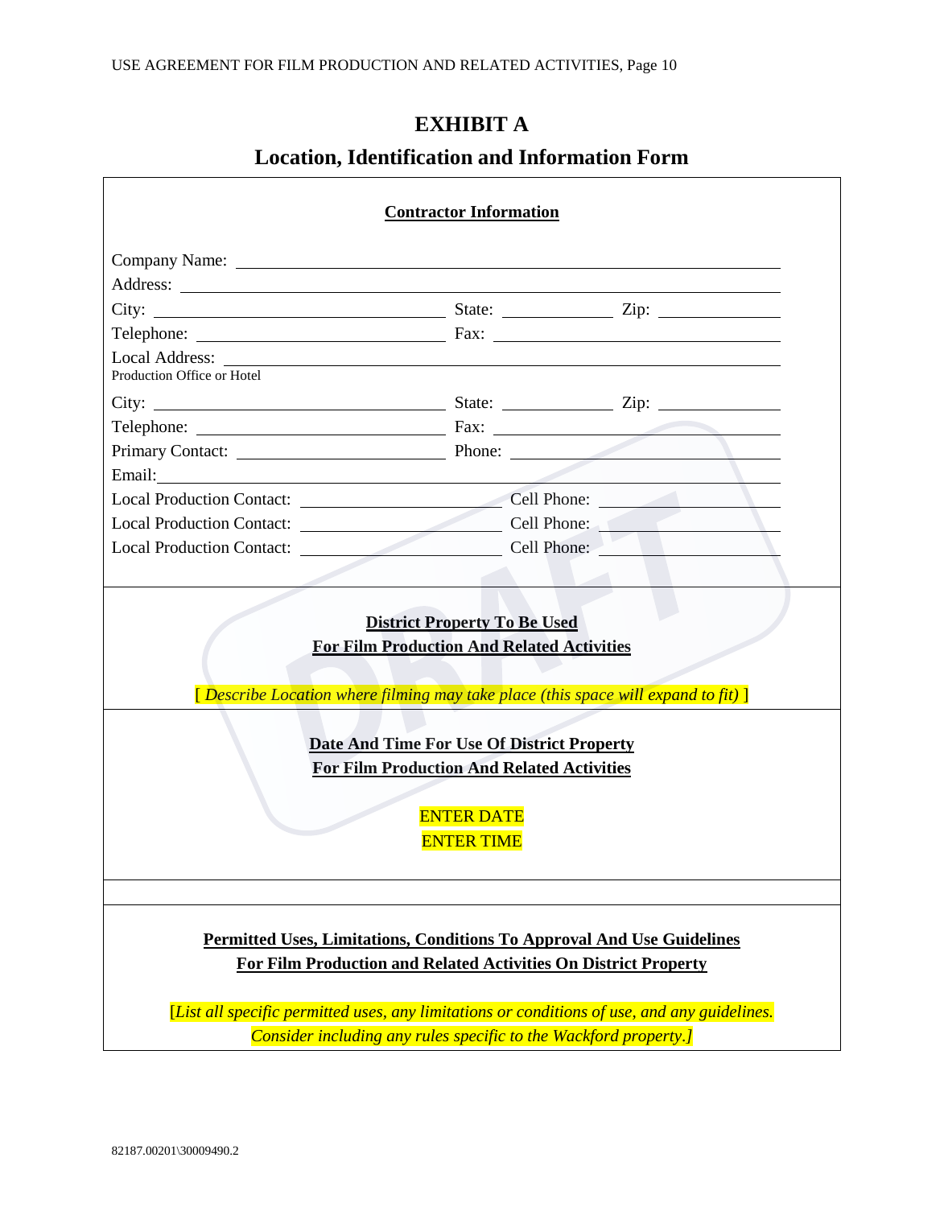# EXHIBIT A

## Location, Identification and Information Form

**Contractor Information**

Company Name: ____________________________________________

Address: ____________________________________________

City: ____________________ State: __________ Zip: __________

Telephone: ____________________ Fax: ____________________

Local Address: ____________________________________________
Production Office or Hotel

City: ____________________ State: __________ Zip: __________

Telephone: ____________________ Fax: ____________________

Primary Contact: ____________________ Phone: ____________________

Email: ____________________________________________

Local Production Contact: ____________________ Cell Phone: ____________________

Local Production Contact: ____________________ Cell Phone: ____________________

Local Production Contact: ____________________ Cell Phone: ____________________

**District Property To Be Used**
**For Film Production And Related Activities**

[ *Describe Location where filming may take place (this space will expand to fit)* ]

**Date And Time For Use Of District Property**
**For Film Production And Related Activities**

ENTER DATE
ENTER TIME

**Permitted Uses, Limitations, Conditions To Approval And Use Guidelines**
**For Film Production and Related Activities On District Property**

[*List all specific permitted uses, any limitations or conditions of use, and any guidelines. Consider including any rules specific to the Wackford property.*]

82187.00201\30009490.2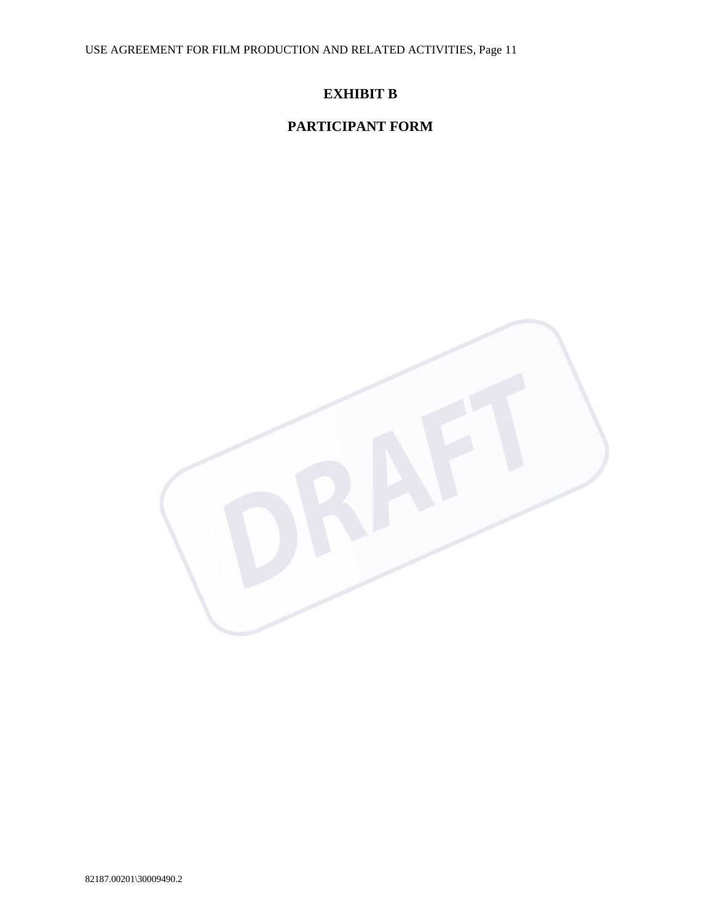# EXHIBIT B

# PARTICIPANT FORM